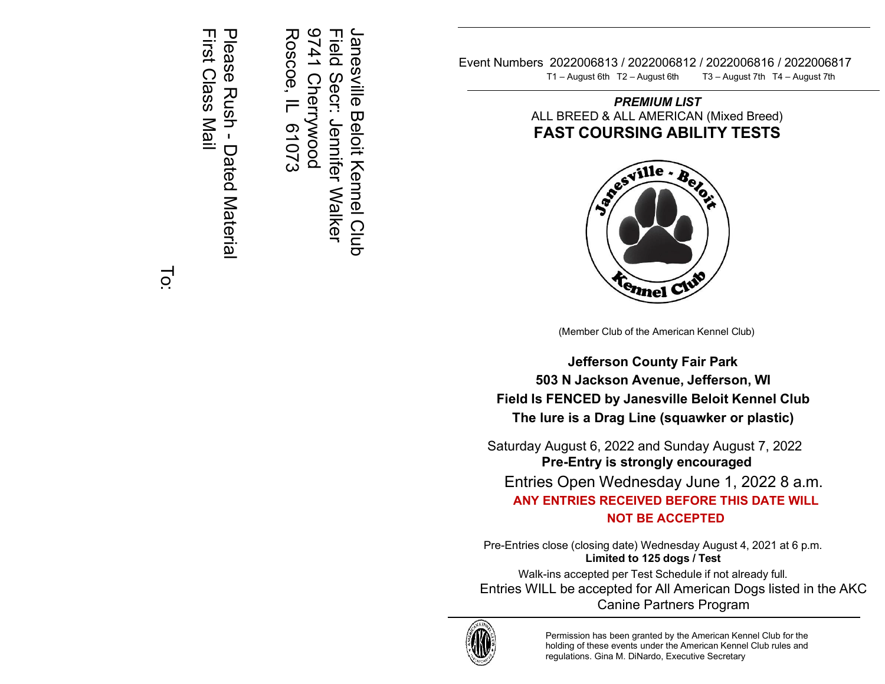Janesville Beloit Kennel Club
Field Secr: Jennifer Walker
9741 Cherrywood
Roscoe, IL 61073

Please Rush - Dated Material
First Class Mail

To:

Event Numbers 2022006813 / 2022006812 / 2022006816 / 2022006817
T1 – August 6th T2 – August 6th T3 – August 7th T4 – August 7th

***PREMIUM LIST***

ALL BREED & ALL AMERICAN (Mixed Breed)

# FAST COURSING ABILITY TESTS

Janesville - Beloit Kennel Club

(Member Club of the American Kennel Club)

**Jefferson County Fair Park**

**503 N Jackson Avenue, Jefferson, WI**

**Field Is FENCED by Janesville Beloit Kennel Club**

**The lure is a Drag Line (squawker or plastic)**

Saturday August 6, 2022 and Sunday August 7, 2022

**Pre-Entry is strongly encouraged**

Entries Open Wednesday June 1, 2022 8 a.m.

**ANY ENTRIES RECEIVED BEFORE THIS DATE WILL NOT BE ACCEPTED**

Pre-Entries close (closing date) Wednesday August 4, 2021 at 6 p.m.

**Limited to 125 dogs / Test**

Walk-ins accepted per Test Schedule if not already full.

Entries WILL be accepted for All American Dogs listed in the AKC Canine Partners Program

Permission has been granted by the American Kennel Club for the holding of these events under the American Kennel Club rules and regulations. Gina M. DiNardo, Executive Secretary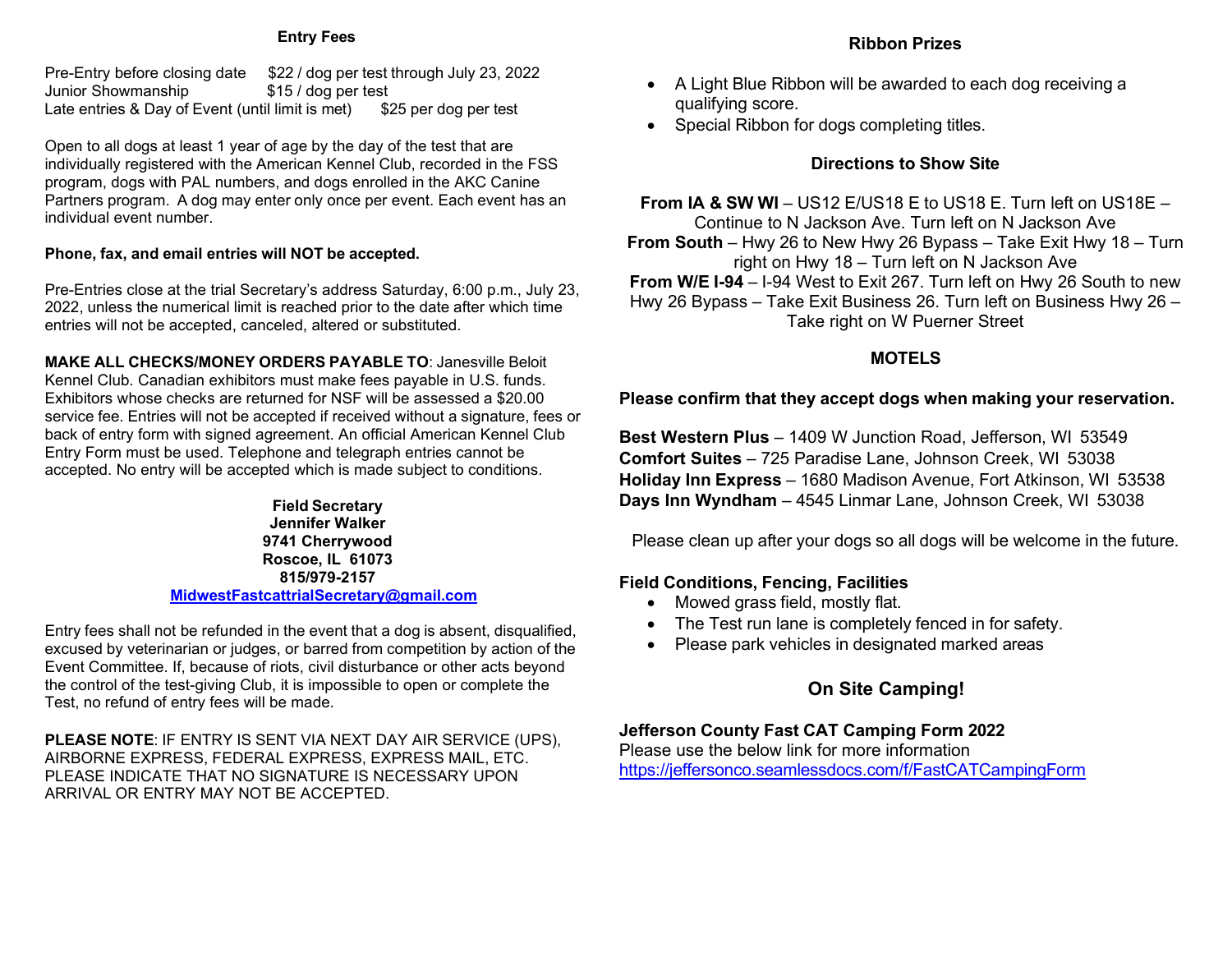## Entry Fees

Pre-Entry before closing date $22 / dog per test through July 23, 2022
Junior Showmanship $15 / dog per test
Late entries & Day of Event (until limit is met) $25 per dog per test

Open to all dogs at least 1 year of age by the day of the test that are individually registered with the American Kennel Club, recorded in the FSS program, dogs with PAL numbers, and dogs enrolled in the AKC Canine Partners program. A dog may enter only once per event. Each event has an individual event number.

**Phone, fax, and email entries will NOT be accepted.**

Pre-Entries close at the trial Secretary's address Saturday, 6:00 p.m., July 23, 2022, unless the numerical limit is reached prior to the date after which time entries will not be accepted, canceled, altered or substituted.

**MAKE ALL CHECKS/MONEY ORDERS PAYABLE TO**: Janesville Beloit Kennel Club. Canadian exhibitors must make fees payable in U.S. funds. Exhibitors whose checks are returned for NSF will be assessed a $20.00 service fee. Entries will not be accepted if received without a signature, fees or back of entry form with signed agreement. An official American Kennel Club Entry Form must be used. Telephone and telegraph entries cannot be accepted. No entry will be accepted which is made subject to conditions.

**Field Secretary**
**Jennifer Walker**
**9741 Cherrywood**
**Roscoe, IL 61073**
**815/979-2157**
**MidwestFastcattrialSecretary@gmail.com**

Entry fees shall not be refunded in the event that a dog is absent, disqualified, excused by veterinarian or judges, or barred from competition by action of the Event Committee. If, because of riots, civil disturbance or other acts beyond the control of the test-giving Club, it is impossible to open or complete the Test, no refund of entry fees will be made.

**PLEASE NOTE**: IF ENTRY IS SENT VIA NEXT DAY AIR SERVICE (UPS), AIRBORNE EXPRESS, FEDERAL EXPRESS, EXPRESS MAIL, ETC. PLEASE INDICATE THAT NO SIGNATURE IS NECESSARY UPON ARRIVAL OR ENTRY MAY NOT BE ACCEPTED.

## Ribbon Prizes

- A Light Blue Ribbon will be awarded to each dog receiving a qualifying score.
- Special Ribbon for dogs completing titles.

## Directions to Show Site

**From IA & SW WI** – US12 E/US18 E to US18 E. Turn left on US18E – Continue to N Jackson Ave. Turn left on N Jackson Ave
**From South** – Hwy 26 to New Hwy 26 Bypass – Take Exit Hwy 18 – Turn right on Hwy 18 – Turn left on N Jackson Ave
**From W/E I-94** – I-94 West to Exit 267. Turn left on Hwy 26 South to new Hwy 26 Bypass – Take Exit Business 26. Turn left on Business Hwy 26 – Take right on W Puerner Street

## MOTELS

**Please confirm that they accept dogs when making your reservation.**

**Best Western Plus** – 1409 W Junction Road, Jefferson, WI 53549
**Comfort Suites** – 725 Paradise Lane, Johnson Creek, WI 53038
**Holiday Inn Express** – 1680 Madison Avenue, Fort Atkinson, WI 53538
**Days Inn Wyndham** – 4545 Linmar Lane, Johnson Creek, WI 53038

Please clean up after your dogs so all dogs will be welcome in the future.

**Field Conditions, Fencing, Facilities**

- Mowed grass field, mostly flat.
- The Test run lane is completely fenced in for safety.
- Please park vehicles in designated marked areas

## On Site Camping!

**Jefferson County Fast CAT Camping Form 2022**
Please use the below link for more information
https://jeffersonco.seamlessdocs.com/f/FastCATCampingForm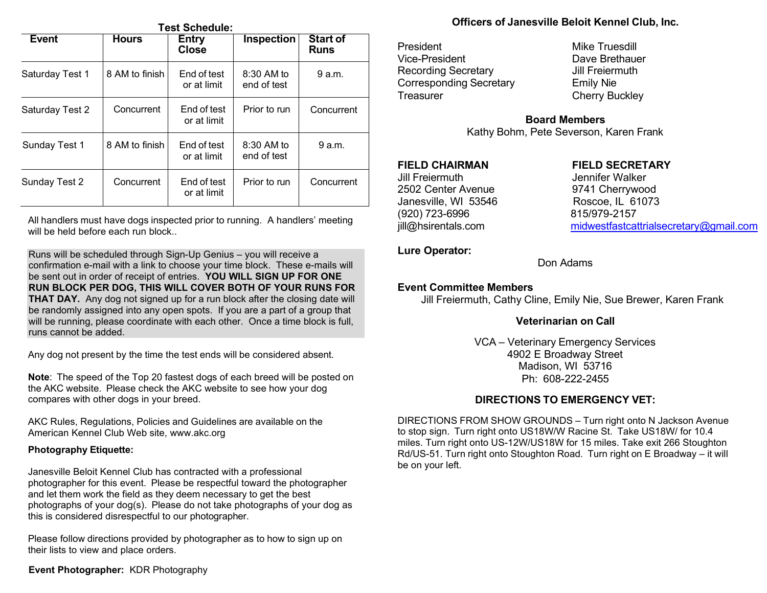**Test Schedule:**

| Event | Hours | Entry Close | Inspection | Start of Runs |
|---|---|---|---|---|
| Saturday Test 1 | 8 AM to finish | End of test or at limit | 8:30 AM to end of test | 9 a.m. |
| Saturday Test 2 | Concurrent | End of test or at limit | Prior to run | Concurrent |
| Sunday Test 1 | 8 AM to finish | End of test or at limit | 8:30 AM to end of test | 9 a.m. |
| Sunday Test 2 | Concurrent | End of test or at limit | Prior to run | Concurrent |

All handlers must have dogs inspected prior to running. A handlers' meeting will be held before each run block..

Runs will be scheduled through Sign-Up Genius – you will receive a confirmation e-mail with a link to choose your time block. These e-mails will be sent out in order of receipt of entries. **YOU WILL SIGN UP FOR ONE RUN BLOCK PER DOG, THIS WILL COVER BOTH OF YOUR RUNS FOR THAT DAY.** Any dog not signed up for a run block after the closing date will be randomly assigned into any open spots. If you are a part of a group that will be running, please coordinate with each other. Once a time block is full, runs cannot be added.

Any dog not present by the time the test ends will be considered absent.

**Note**: The speed of the Top 20 fastest dogs of each breed will be posted on the AKC website. Please check the AKC website to see how your dog compares with other dogs in your breed.

AKC Rules, Regulations, Policies and Guidelines are available on the American Kennel Club Web site, www.akc.org

**Photography Etiquette:**

Janesville Beloit Kennel Club has contracted with a professional photographer for this event. Please be respectful toward the photographer and let them work the field as they deem necessary to get the best photographs of your dog(s). Please do not take photographs of your dog as this is considered disrespectful to our photographer.

Please follow directions provided by photographer as to how to sign up on their lists to view and place orders.

**Event Photographer:** KDR Photography

## Officers of Janesville Beloit Kennel Club, Inc.

| | |
|---|---|
| President | Mike Truesdill |
| Vice-President | Dave Brethauer |
| Recording Secretary | Jill Freiermuth |
| Corresponding Secretary | Emily Nie |
| Treasurer | Cherry Buckley |

**Board Members**

Kathy Bohm, Pete Severson, Karen Frank

**FIELD CHAIRMAN**
Jill Freiermuth
2502 Center Avenue
Janesville, WI 53546
(920) 723-6996
jill@hsirentals.com

**FIELD SECRETARY**
Jennifer Walker
9741 Cherrywood
Roscoe, IL 61073
815/979-2157
midwestfastcattrialsecretary@gmail.com

**Lure Operator:**

Don Adams

**Event Committee Members**

Jill Freiermuth, Cathy Cline, Emily Nie, Sue Brewer, Karen Frank

**Veterinarian on Call**

VCA – Veterinary Emergency Services
4902 E Broadway Street
Madison, WI 53716
Ph: 608-222-2455

**DIRECTIONS TO EMERGENCY VET:**

DIRECTIONS FROM SHOW GROUNDS – Turn right onto N Jackson Avenue to stop sign. Turn right onto US18W/W Racine St. Take US18W/ for 10.4 miles. Turn right onto US-12W/US18W for 15 miles. Take exit 266 Stoughton Rd/US-51. Turn right onto Stoughton Road. Turn right on E Broadway – it will be on your left.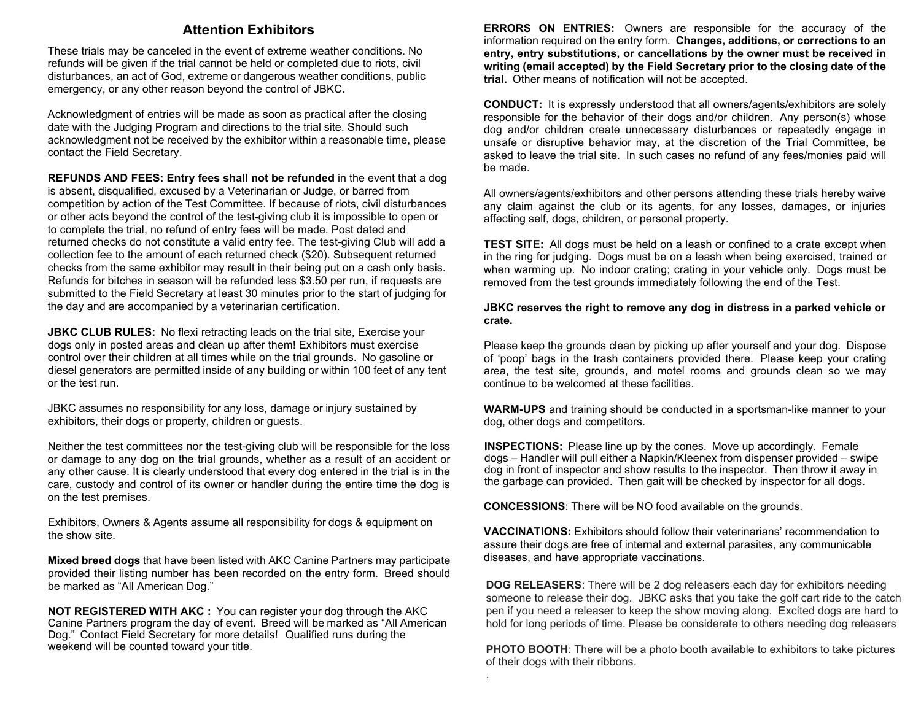## Attention Exhibitors

These trials may be canceled in the event of extreme weather conditions. No refunds will be given if the trial cannot be held or completed due to riots, civil disturbances, an act of God, extreme or dangerous weather conditions, public emergency, or any other reason beyond the control of JBKC.

Acknowledgment of entries will be made as soon as practical after the closing date with the Judging Program and directions to the trial site. Should such acknowledgment not be received by the exhibitor within a reasonable time, please contact the Field Secretary.

**REFUNDS AND FEES: Entry fees shall not be refunded** in the event that a dog is absent, disqualified, excused by a Veterinarian or Judge, or barred from competition by action of the Test Committee. If because of riots, civil disturbances or other acts beyond the control of the test-giving club it is impossible to open or to complete the trial, no refund of entry fees will be made. Post dated and returned checks do not constitute a valid entry fee. The test-giving Club will add a collection fee to the amount of each returned check ($20). Subsequent returned checks from the same exhibitor may result in their being put on a cash only basis. Refunds for bitches in season will be refunded less $3.50 per run, if requests are submitted to the Field Secretary at least 30 minutes prior to the start of judging for the day and are accompanied by a veterinarian certification.

**JBKC CLUB RULES:** No flexi retracting leads on the trial site, Exercise your dogs only in posted areas and clean up after them! Exhibitors must exercise control over their children at all times while on the trial grounds. No gasoline or diesel generators are permitted inside of any building or within 100 feet of any tent or the test run.

JBKC assumes no responsibility for any loss, damage or injury sustained by exhibitors, their dogs or property, children or guests.

Neither the test committees nor the test-giving club will be responsible for the loss or damage to any dog on the trial grounds, whether as a result of an accident or any other cause. It is clearly understood that every dog entered in the trial is in the care, custody and control of its owner or handler during the entire time the dog is on the test premises.

Exhibitors, Owners & Agents assume all responsibility for dogs & equipment on the show site.

**Mixed breed dogs** that have been listed with AKC Canine Partners may participate provided their listing number has been recorded on the entry form. Breed should be marked as "All American Dog."

**NOT REGISTERED WITH AKC :** You can register your dog through the AKC Canine Partners program the day of event. Breed will be marked as "All American Dog." Contact Field Secretary for more details! Qualified runs during the weekend will be counted toward your title.

**ERRORS ON ENTRIES:** Owners are responsible for the accuracy of the information required on the entry form. **Changes, additions, or corrections to an entry, entry substitutions, or cancellations by the owner must be received in writing (email accepted) by the Field Secretary prior to the closing date of the trial.** Other means of notification will not be accepted.

**CONDUCT:** It is expressly understood that all owners/agents/exhibitors are solely responsible for the behavior of their dogs and/or children. Any person(s) whose dog and/or children create unnecessary disturbances or repeatedly engage in unsafe or disruptive behavior may, at the discretion of the Trial Committee, be asked to leave the trial site. In such cases no refund of any fees/monies paid will be made.

All owners/agents/exhibitors and other persons attending these trials hereby waive any claim against the club or its agents, for any losses, damages, or injuries affecting self, dogs, children, or personal property.

**TEST SITE:** All dogs must be held on a leash or confined to a crate except when in the ring for judging. Dogs must be on a leash when being exercised, trained or when warming up. No indoor crating; crating in your vehicle only. Dogs must be removed from the test grounds immediately following the end of the Test.

**JBKC reserves the right to remove any dog in distress in a parked vehicle or crate.**

Please keep the grounds clean by picking up after yourself and your dog. Dispose of 'poop' bags in the trash containers provided there. Please keep your crating area, the test site, grounds, and motel rooms and grounds clean so we may continue to be welcomed at these facilities.

**WARM-UPS** and training should be conducted in a sportsman-like manner to your dog, other dogs and competitors.

**INSPECTIONS:** Please line up by the cones. Move up accordingly. Female dogs – Handler will pull either a Napkin/Kleenex from dispenser provided – swipe dog in front of inspector and show results to the inspector. Then throw it away in the garbage can provided. Then gait will be checked by inspector for all dogs.

**CONCESSIONS**: There will be NO food available on the grounds.

**VACCINATIONS:** Exhibitors should follow their veterinarians' recommendation to assure their dogs are free of internal and external parasites, any communicable diseases, and have appropriate vaccinations.

**DOG RELEASERS**: There will be 2 dog releasers each day for exhibitors needing someone to release their dog. JBKC asks that you take the golf cart ride to the catch pen if you need a releaser to keep the show moving along. Excited dogs are hard to hold for long periods of time. Please be considerate to others needing dog releasers

**PHOTO BOOTH**: There will be a photo booth available to exhibitors to take pictures of their dogs with their ribbons.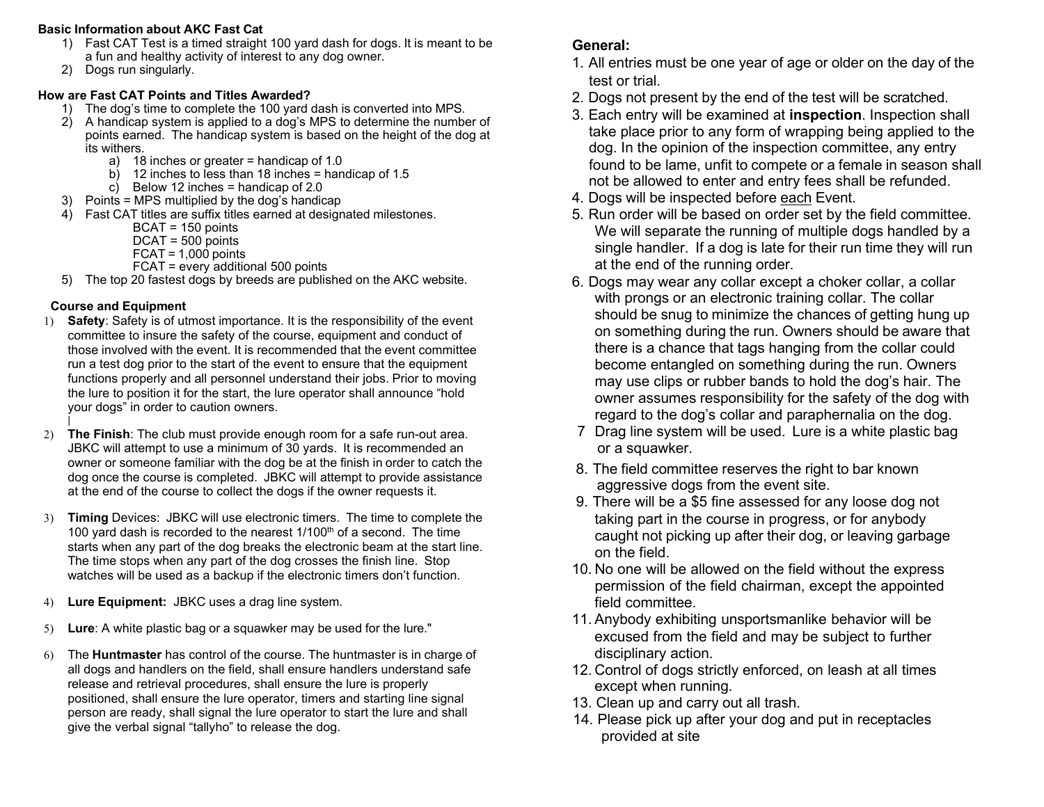**Basic Information about AKC Fast Cat**

1) Fast CAT Test is a timed straight 100 yard dash for dogs. It is meant to be a fun and healthy activity of interest to any dog owner.
2) Dogs run singularly.

**How are Fast CAT Points and Titles Awarded?**

1) The dog's time to complete the 100 yard dash is converted into MPS.
2) A handicap system is applied to a dog's MPS to determine the number of points earned. The handicap system is based on the height of the dog at its withers.
   a) 18 inches or greater = handicap of 1.0
   b) 12 inches to less than 18 inches = handicap of 1.5
   c) Below 12 inches = handicap of 2.0
3) Points = MPS multiplied by the dog's handicap
4) Fast CAT titles are suffix titles earned at designated milestones.
   BCAT = 150 points
   DCAT = 500 points
   FCAT = 1,000 points
   FCAT = every additional 500 points
5) The top 20 fastest dogs by breeds are published on the AKC website.

**Course and Equipment**

1) **Safety**: Safety is of utmost importance. It is the responsibility of the event committee to insure the safety of the course, equipment and conduct of those involved with the event. It is recommended that the event committee run a test dog prior to the start of the event to ensure that the equipment functions properly and all personnel understand their jobs. Prior to moving the lure to position it for the start, the lure operator shall announce "hold your dogs" in order to caution owners.
2) **The Finish**: The club must provide enough room for a safe run-out area. JBKC will attempt to use a minimum of 30 yards. It is recommended an owner or someone familiar with the dog be at the finish in order to catch the dog once the course is completed. JBKC will attempt to provide assistance at the end of the course to collect the dogs if the owner requests it.
3) **Timing** Devices: JBKC will use electronic timers. The time to complete the 100 yard dash is recorded to the nearest 1/100th of a second. The time starts when any part of the dog breaks the electronic beam at the start line. The time stops when any part of the dog crosses the finish line. Stop watches will be used as a backup if the electronic timers don't function.
4) **Lure Equipment:** JBKC uses a drag line system.
5) **Lure**: A white plastic bag or a squawker may be used for the lure."
6) The **Huntmaster** has control of the course. The huntmaster is in charge of all dogs and handlers on the field, shall ensure handlers understand safe release and retrieval procedures, shall ensure the lure is properly positioned, shall ensure the lure operator, timers and starting line signal person are ready, shall signal the lure operator to start the lure and shall give the verbal signal "tallyho" to release the dog.

**General:**

1. All entries must be one year of age or older on the day of the test or trial.
2. Dogs not present by the end of the test will be scratched.
3. Each entry will be examined at **inspection**. Inspection shall take place prior to any form of wrapping being applied to the dog. In the opinion of the inspection committee, any entry found to be lame, unfit to compete or a female in season shall not be allowed to enter and entry fees shall be refunded.
4. Dogs will be inspected before each Event.
5. Run order will be based on order set by the field committee. We will separate the running of multiple dogs handled by a single handler. If a dog is late for their run time they will run at the end of the running order.
6. Dogs may wear any collar except a choker collar, a collar with prongs or an electronic training collar. The collar should be snug to minimize the chances of getting hung up on something during the run. Owners should be aware that there is a chance that tags hanging from the collar could become entangled on something during the run. Owners may use clips or rubber bands to hold the dog's hair. The owner assumes responsibility for the safety of the dog with regard to the dog's collar and paraphernalia on the dog.
7. Drag line system will be used. Lure is a white plastic bag or a squawker.
8. The field committee reserves the right to bar known aggressive dogs from the event site.
9. There will be a $5 fine assessed for any loose dog not taking part in the course in progress, or for anybody caught not picking up after their dog, or leaving garbage on the field.
10. No one will be allowed on the field without the express permission of the field chairman, except the appointed field committee.
11. Anybody exhibiting unsportsmanlike behavior will be excused from the field and may be subject to further disciplinary action.
12. Control of dogs strictly enforced, on leash at all times except when running.
13. Clean up and carry out all trash.
14. Please pick up after your dog and put in receptacles provided at site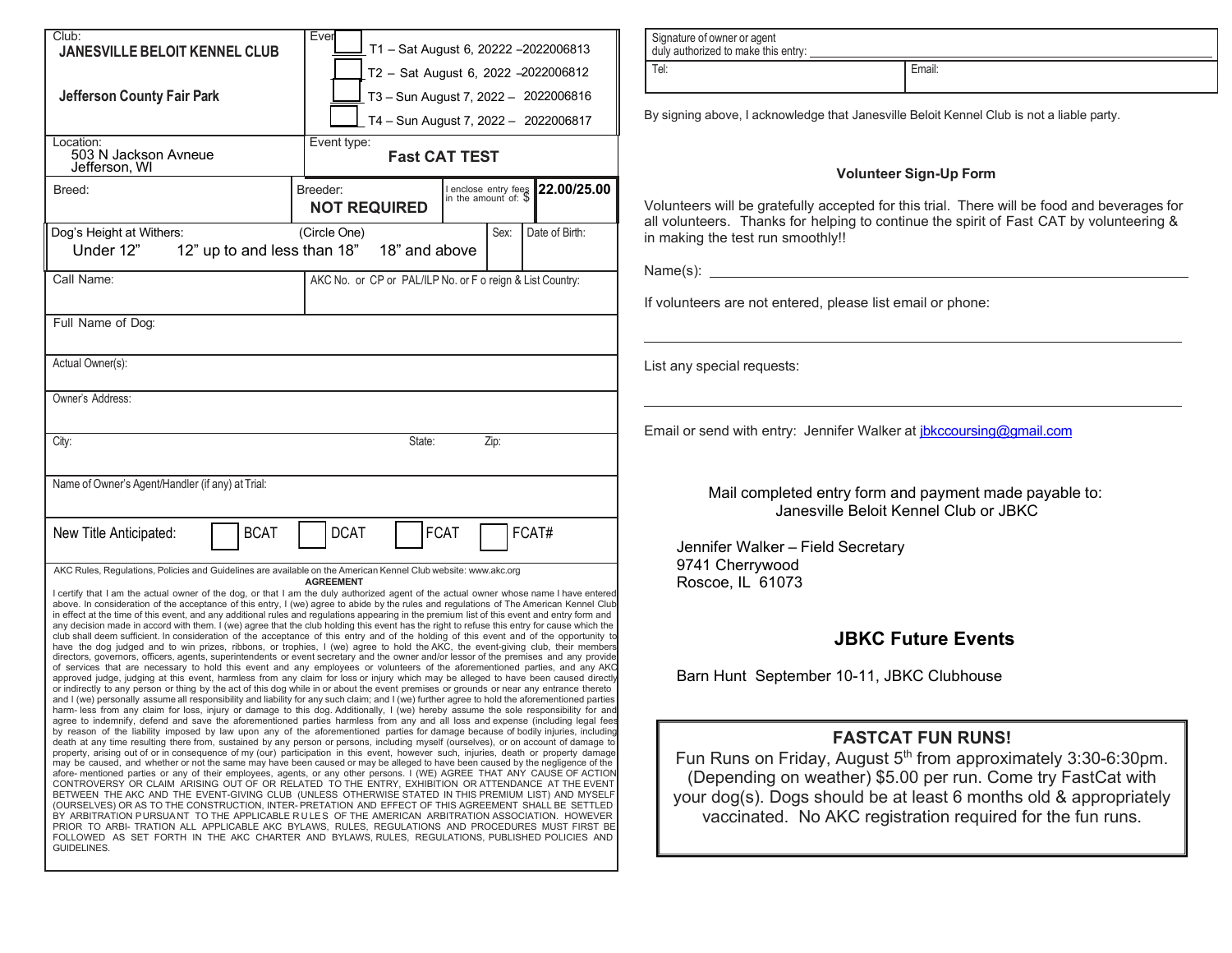| | | | |
|---|---|---|---|
| Club: **JANESVILLE BELOIT KENNEL CLUB**<br><br>**Jefferson County Fair Park** | Event: ☐ T1 – Sat August 6, 20222 –2022006813<br>☐ T2 – Sat August 6, 2022 –2022006812<br>☐ T3 – Sun August 7, 2022 – 2022006816<br>☐ T4 – Sun August 7, 2022 – 2022006817 | | |
| Location: 503 N Jackson Avneue Jefferson, WI | Event type: **Fast CAT TEST** | | |
| Breed: | Breeder: **NOT REQUIRED** | I enclose entry fees in the amount of: $ | **22.00/25.00** |
| Dog's Height at Withers: (Circle One) Under 12" 12" up to and less than 18" 18" and above | | Sex: | Date of Birth: |
| Call Name: | AKC No. or CP or PAL/ILP No. or Foreign & List Country: | | |
| Full Name of Dog: | | | |
| Actual Owner(s): | | | |
| Owner's Address: | | | |
| City: | State: | Zip: | |
| Name of Owner's Agent/Handler (if any) at Trial: | | | |
| New Title Anticipated: ☐ BCAT ☐ DCAT ☐ FCAT ☐ FCAT# | | | |

AKC Rules, Regulations, Policies and Guidelines are available on the American Kennel Club website: www.akc.org

**AGREEMENT**

I certify that I am the actual owner of the dog, or that I am the duly authorized agent of the actual owner whose name I have entered above. In consideration of the acceptance of this entry, I (we) agree to abide by the rules and regulations of The American Kennel Club in effect at the time of this event, and any additional rules and regulations appearing in the premium list of this event and entry form and any decision made in accord with them. I (we) agree that the club holding this event has the right to refuse this entry for cause which the club shall deem sufficient. In consideration of the acceptance of this entry and of the holding of this event and of the opportunity to have the dog judged and to win prizes, ribbons, or trophies, I (we) agree to hold the AKC, the event-giving club, their members directors, governors, officers, agents, superintendents or event secretary and the owner and/or lessor of the premises and any provide of services that are necessary to hold this event and any employees or volunteers of the aforementioned parties, and any AKC approved judge, judging at this event, harmless from any claim for loss or injury which may be alleged to have been caused directly or indirectly to any person or thing by the act of this dog while in or about the event premises or grounds or near any entrance thereto and I (we) personally assume all responsibility and liability for any such claim; and I (we) further agree to hold the aforementioned parties harm- less from any claim for loss, injury or damage to this dog. Additionally, I (we) hereby assume the sole responsibility for and agree to indemnify, defend and save the aforementioned parties harmless from any and all loss and expense (including legal fees by reason of the liability imposed by law upon any of the aforementioned parties for damage because of bodily injuries, including death at any time resulting there from, sustained by any person or persons, including myself (ourselves), or on account of damage to property, arising out of or in consequence of my (our) participation in this event, however such, injuries, death or property damage may be caused, and whether or not the same may have been caused or may be alleged to have been caused by the negligence of the afore- mentioned parties or any of their employees, agents, or any other persons. I (WE) AGREE THAT ANY CAUSE OF ACTION CONTROVERSY OR CLAIM ARISING OUT OF OR RELATED TO THE ENTRY, EXHIBITION OR ATTENDANCE AT THE EVENT BETWEEN THE AKC AND THE EVENT-GIVING CLUB (UNLESS OTHERWISE STATED IN THIS PREMIUM LIST) AND MYSELF (OURSELVES) OR AS TO THE CONSTRUCTION, INTER- PRETATION AND EFFECT OF THIS AGREEMENT SHALL BE SETTLED BY ARBITRATION PURSUANT TO THE APPLICABLE RULES OF THE AMERICAN ARBITRATION ASSOCIATION. HOWEVER PRIOR TO ARBI- TRATION ALL APPLICABLE AKC BYLAWS, RULES, REGULATIONS AND PROCEDURES MUST FIRST BE FOLLOWED AS SET FORTH IN THE AKC CHARTER AND BYLAWS, RULES, REGULATIONS, PUBLISHED POLICIES AND GUIDELINES.

| | |
|---|---|
| Signature of owner or agent duly authorized to make this entry: | |
| Tel: | Email: |

By signing above, I acknowledge that Janesville Beloit Kennel Club is not a liable party.

**Volunteer Sign-Up Form**

Volunteers will be gratefully accepted for this trial. There will be food and beverages for all volunteers. Thanks for helping to continue the spirit of Fast CAT by volunteering & in making the test run smoothly!!

Name(s): ______________________________

If volunteers are not entered, please list email or phone:

______________________________

List any special requests:

______________________________

Email or send with entry: Jennifer Walker at jbkccoursing@gmail.com

Mail completed entry form and payment made payable to:
Janesville Beloit Kennel Club or JBKC

Jennifer Walker – Field Secretary
9741 Cherrywood
Roscoe, IL 61073

## JBKC Future Events

Barn Hunt September 10-11, JBKC Clubhouse

**FASTCAT FUN RUNS!**

Fun Runs on Friday, August 5th from approximately 3:30-6:30pm. (Depending on weather) $5.00 per run. Come try FastCat with your dog(s). Dogs should be at least 6 months old & appropriately vaccinated. No AKC registration required for the fun runs.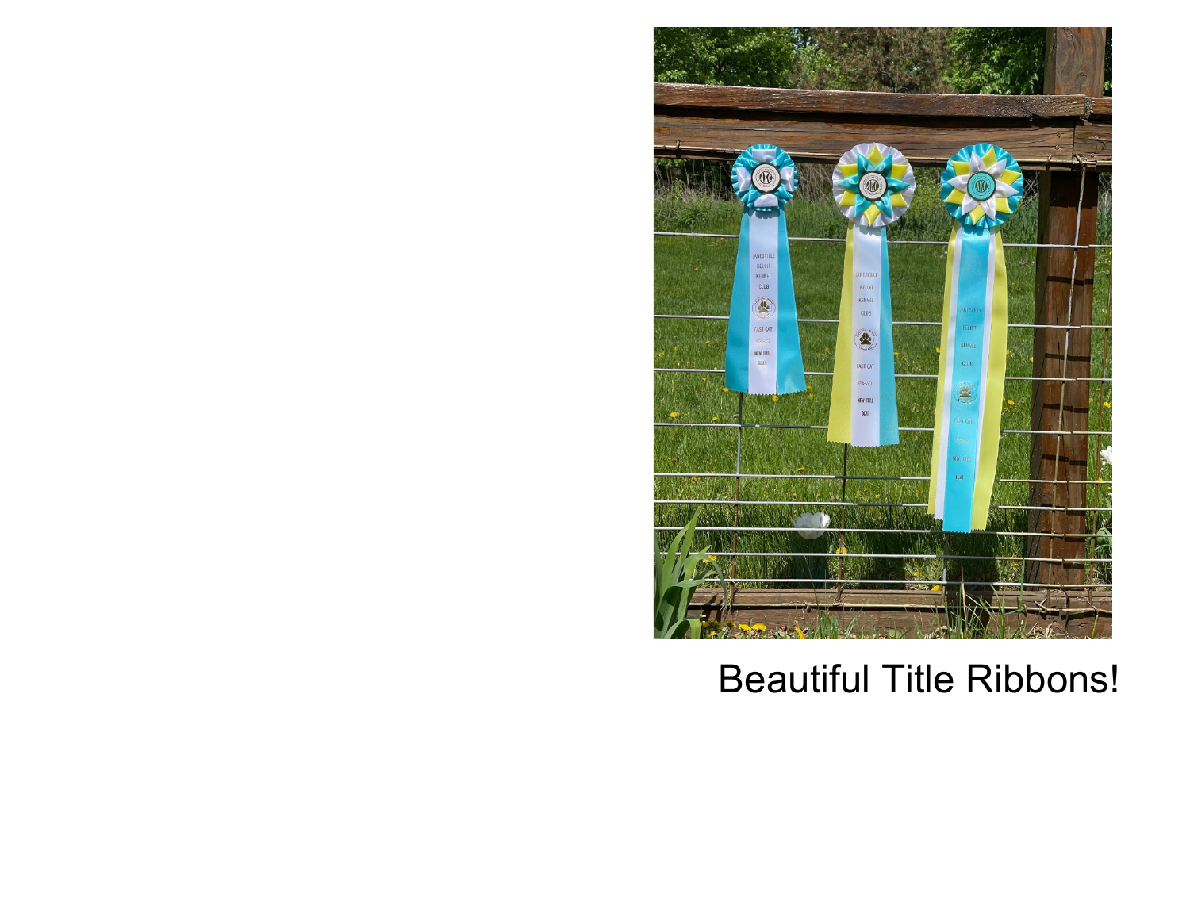Beautiful Title Ribbons!